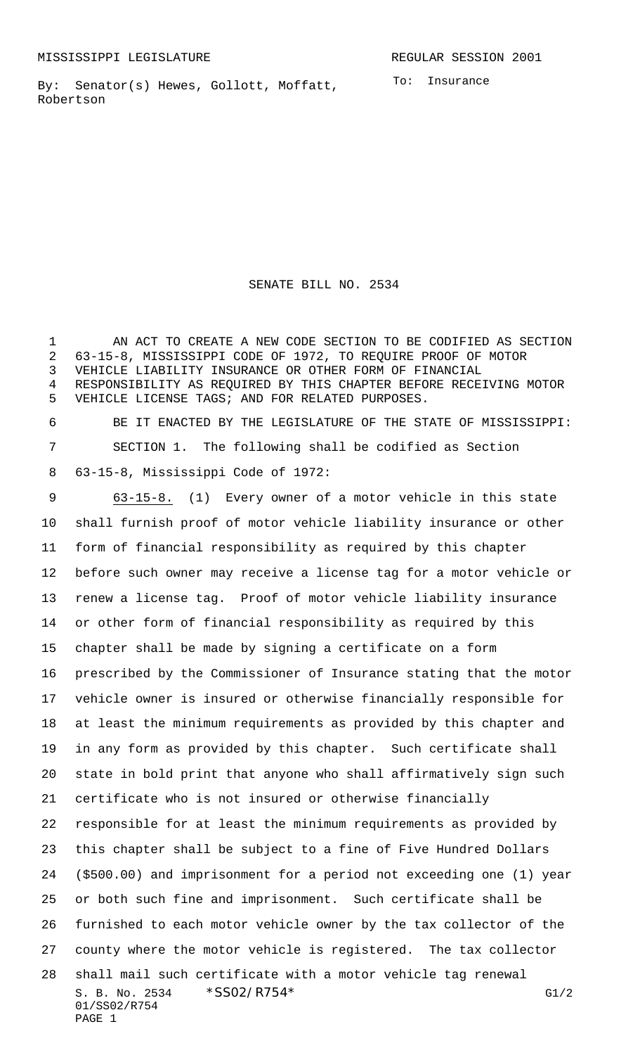MISSISSIPPI LEGISLATURE REGULAR SESSION 2001

By: Senator(s) Hewes, Gollott, Moffatt, Robertson

To: Insurance

# SENATE BILL NO. 2534

AN ACT TO CREATE A NEW CODE SECTION TO BE CODIFIED AS SECTION 63-15-8, MISSISSIPPI CODE OF 1972, TO REQUIRE PROOF OF MOTOR VEHICLE LIABILITY INSURANCE OR OTHER FORM OF FINANCIAL RESPONSIBILITY AS REQUIRED BY THIS CHAPTER BEFORE RECEIVING MOTOR VEHICLE LICENSE TAGS; AND FOR RELATED PURPOSES.

BE IT ENACTED BY THE LEGISLATURE OF THE STATE OF MISSISSIPPI:

SECTION 1. The following shall be codified as Section 63-15-8, Mississippi Code of 1972:

63-15-8. (1) Every owner of a motor vehicle in this state shall furnish proof of motor vehicle liability insurance or other form of financial responsibility as required by this chapter before such owner may receive a license tag for a motor vehicle or renew a license tag. Proof of motor vehicle liability insurance or other form of financial responsibility as required by this chapter shall be made by signing a certificate on a form prescribed by the Commissioner of Insurance stating that the motor vehicle owner is insured or otherwise financially responsible for at least the minimum requirements as provided by this chapter and in any form as provided by this chapter. Such certificate shall state in bold print that anyone who shall affirmatively sign such certificate who is not insured or otherwise financially responsible for at least the minimum requirements as provided by this chapter shall be subject to a fine of Five Hundred Dollars ($500.00) and imprisonment for a period not exceeding one (1) year or both such fine and imprisonment. Such certificate shall be furnished to each motor vehicle owner by the tax collector of the county where the motor vehicle is registered. The tax collector shall mail such certificate with a motor vehicle tag renewal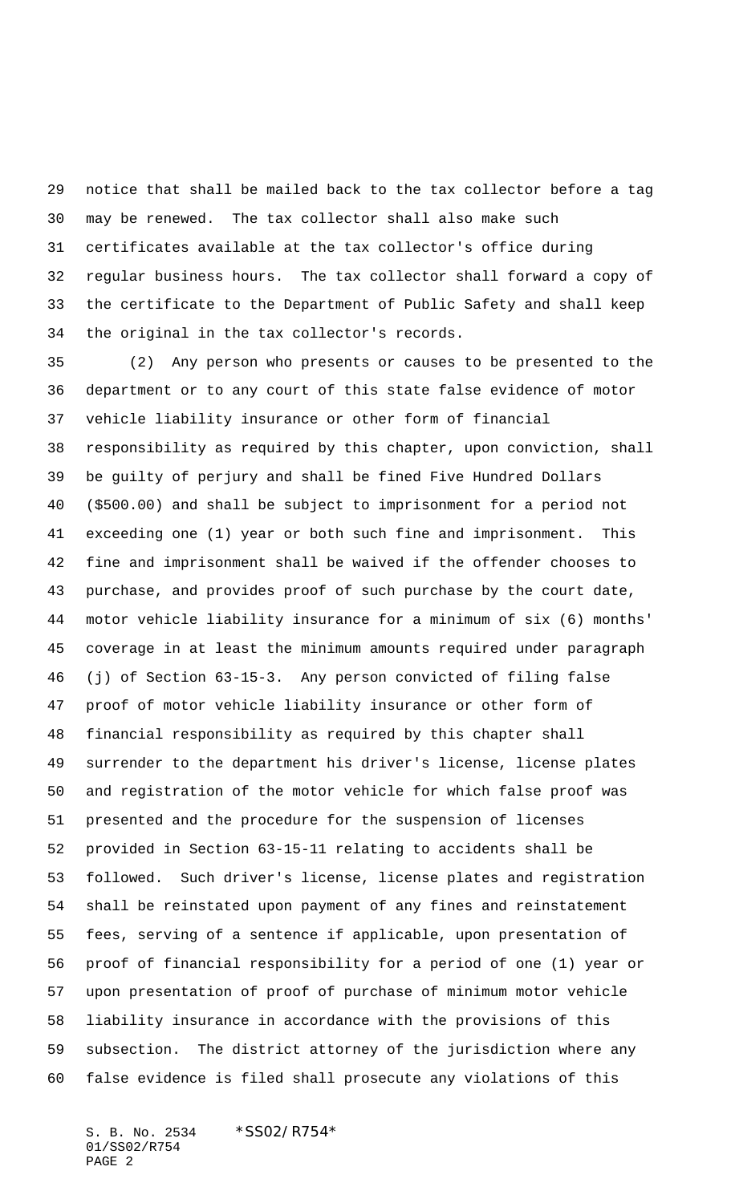notice that shall be mailed back to the tax collector before a tag may be renewed. The tax collector shall also make such certificates available at the tax collector's office during regular business hours. The tax collector shall forward a copy of the certificate to the Department of Public Safety and shall keep the original in the tax collector's records.

(2) Any person who presents or causes to be presented to the department or to any court of this state false evidence of motor vehicle liability insurance or other form of financial responsibility as required by this chapter, upon conviction, shall be guilty of perjury and shall be fined Five Hundred Dollars ($500.00) and shall be subject to imprisonment for a period not exceeding one (1) year or both such fine and imprisonment. This fine and imprisonment shall be waived if the offender chooses to purchase, and provides proof of such purchase by the court date, motor vehicle liability insurance for a minimum of six (6) months' coverage in at least the minimum amounts required under paragraph (j) of Section 63-15-3. Any person convicted of filing false proof of motor vehicle liability insurance or other form of financial responsibility as required by this chapter shall surrender to the department his driver's license, license plates and registration of the motor vehicle for which false proof was presented and the procedure for the suspension of licenses provided in Section 63-15-11 relating to accidents shall be followed. Such driver's license, license plates and registration shall be reinstated upon payment of any fines and reinstatement fees, serving of a sentence if applicable, upon presentation of proof of financial responsibility for a period of one (1) year or upon presentation of proof of purchase of minimum motor vehicle liability insurance in accordance with the provisions of this subsection. The district attorney of the jurisdiction where any false evidence is filed shall prosecute any violations of this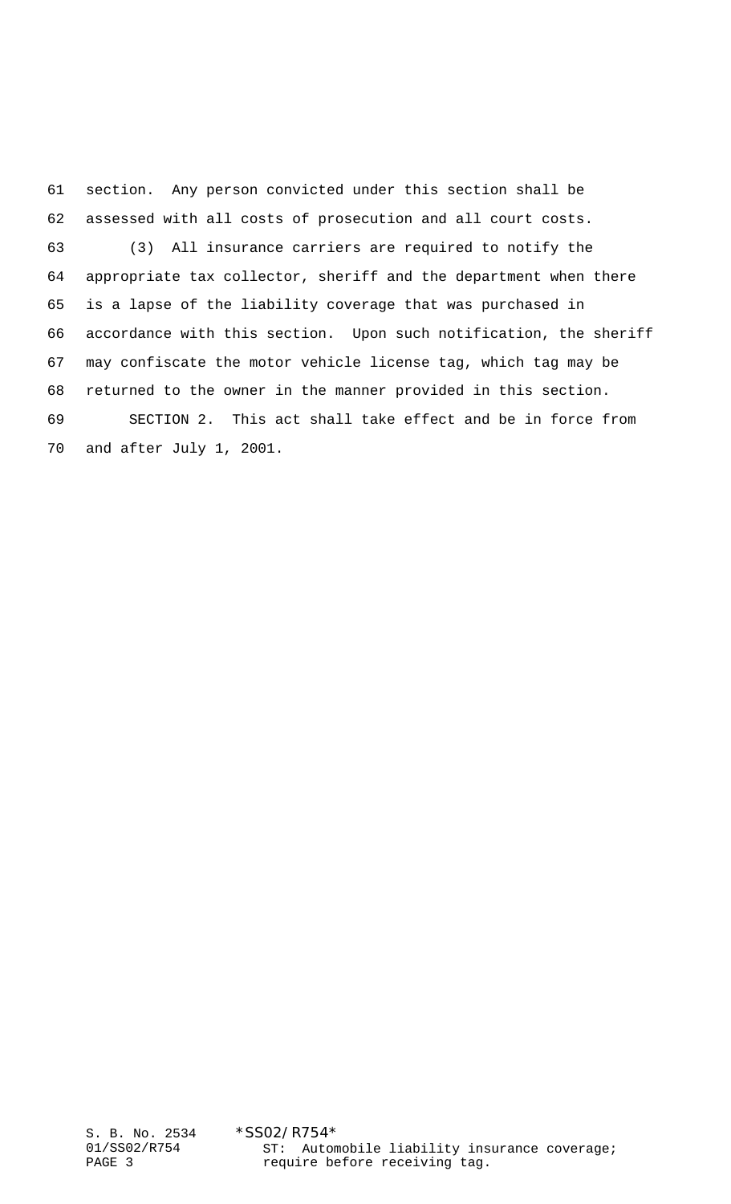section. Any person convicted under this section shall be assessed with all costs of prosecution and all court costs.

(3) All insurance carriers are required to notify the appropriate tax collector, sheriff and the department when there is a lapse of the liability coverage that was purchased in accordance with this section. Upon such notification, the sheriff may confiscate the motor vehicle license tag, which tag may be returned to the owner in the manner provided in this section.

SECTION 2. This act shall take effect and be in force from and after July 1, 2001.